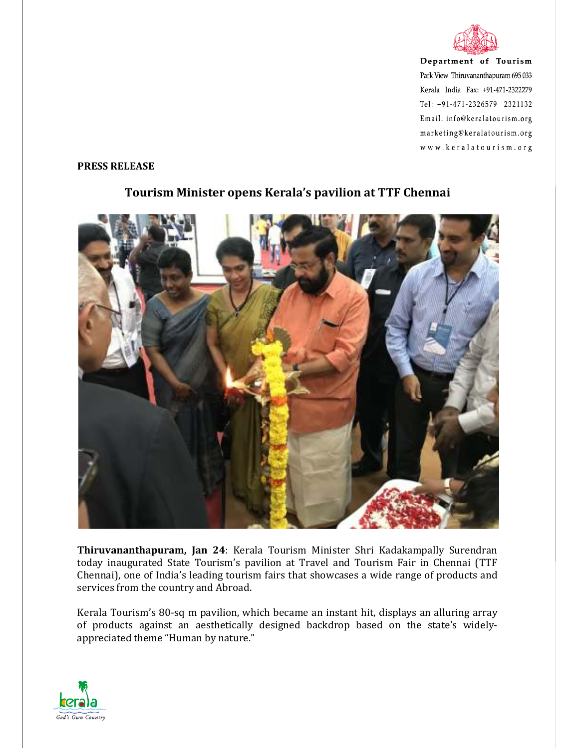Department of Tourism
Park View Thiruvananthapuram 695 033
Kerala India Fax: +91-471-2322279
Tel: +91-471-2326579 2321132
Email: info@keralatourism.org
marketing@keralatourism.org
www.keralatourism.org

**PRESS RELEASE**

## Tourism Minister opens Kerala's pavilion at TTF Chennai

**Thiruvananthapuram, Jan 24**: Kerala Tourism Minister Shri Kadakampally Surendran today inaugurated State Tourism's pavilion at Travel and Tourism Fair in Chennai (TTF Chennai), one of India's leading tourism fairs that showcases a wide range of products and services from the country and Abroad.

Kerala Tourism's 80-sq m pavilion, which became an instant hit, displays an alluring array of products against an aesthetically designed backdrop based on the state's widely-appreciated theme "Human by nature."

Kerala
God's Own Country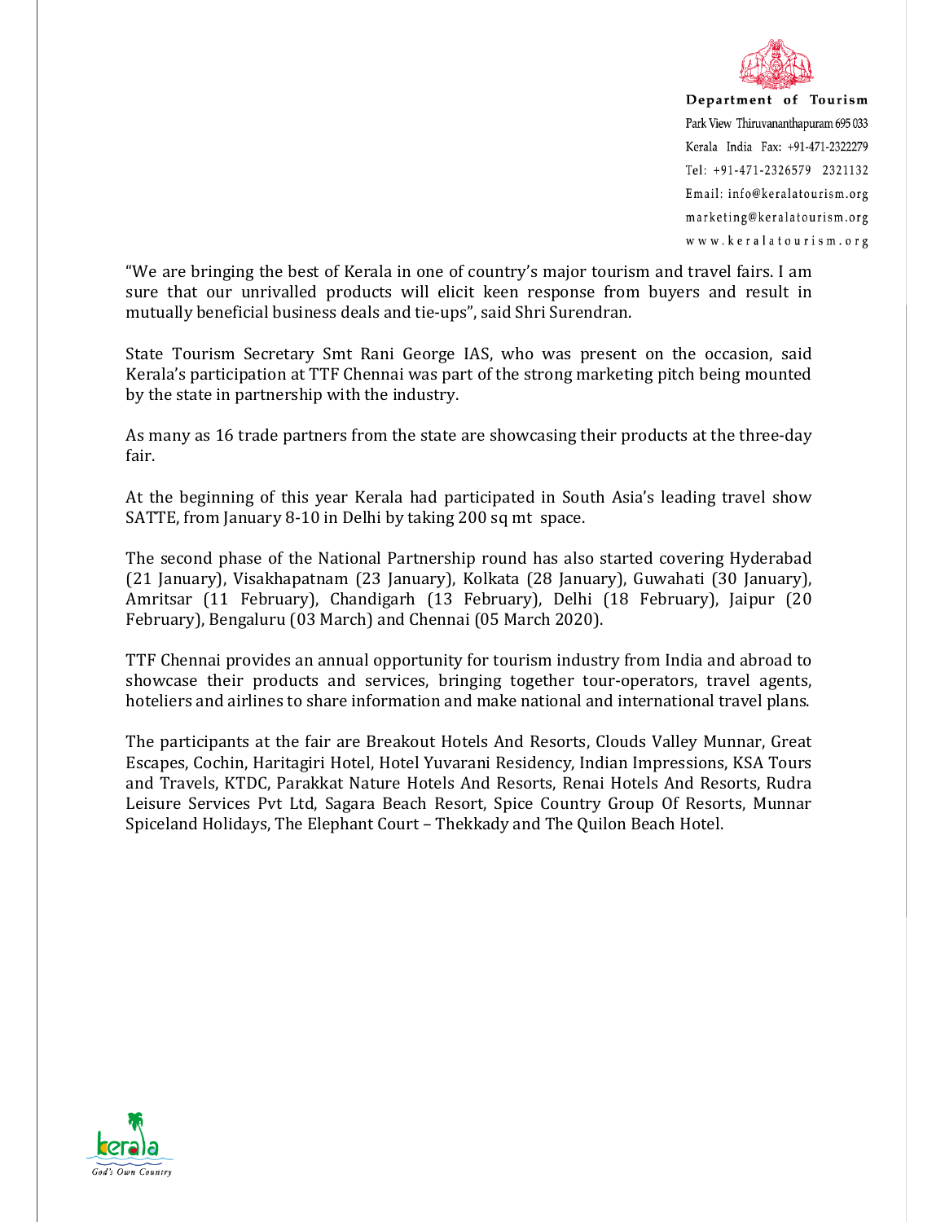"We are bringing the best of Kerala in one of country's major tourism and travel fairs. I am sure that our unrivalled products will elicit keen response from buyers and result in mutually beneficial business deals and tie-ups", said Shri Surendran.

State Tourism Secretary Smt Rani George IAS, who was present on the occasion, said Kerala's participation at TTF Chennai was part of the strong marketing pitch being mounted by the state in partnership with the industry.

As many as 16 trade partners from the state are showcasing their products at the three-day fair.

At the beginning of this year Kerala had participated in South Asia's leading travel show SATTE, from January 8-10 in Delhi by taking 200 sq mt space.

The second phase of the National Partnership round has also started covering Hyderabad (21 January), Visakhapatnam (23 January), Kolkata (28 January), Guwahati (30 January), Amritsar (11 February), Chandigarh (13 February), Delhi (18 February), Jaipur (20 February), Bengaluru (03 March) and Chennai (05 March 2020).

TTF Chennai provides an annual opportunity for tourism industry from India and abroad to showcase their products and services, bringing together tour-operators, travel agents, hoteliers and airlines to share information and make national and international travel plans.

The participants at the fair are Breakout Hotels And Resorts, Clouds Valley Munnar, Great Escapes, Cochin, Haritagiri Hotel, Hotel Yuvarani Residency, Indian Impressions, KSA Tours and Travels, KTDC, Parakkat Nature Hotels And Resorts, Renai Hotels And Resorts, Rudra Leisure Services Pvt Ltd, Sagara Beach Resort, Spice Country Group Of Resorts, Munnar Spiceland Holidays, The Elephant Court – Thekkady and The Quilon Beach Hotel.